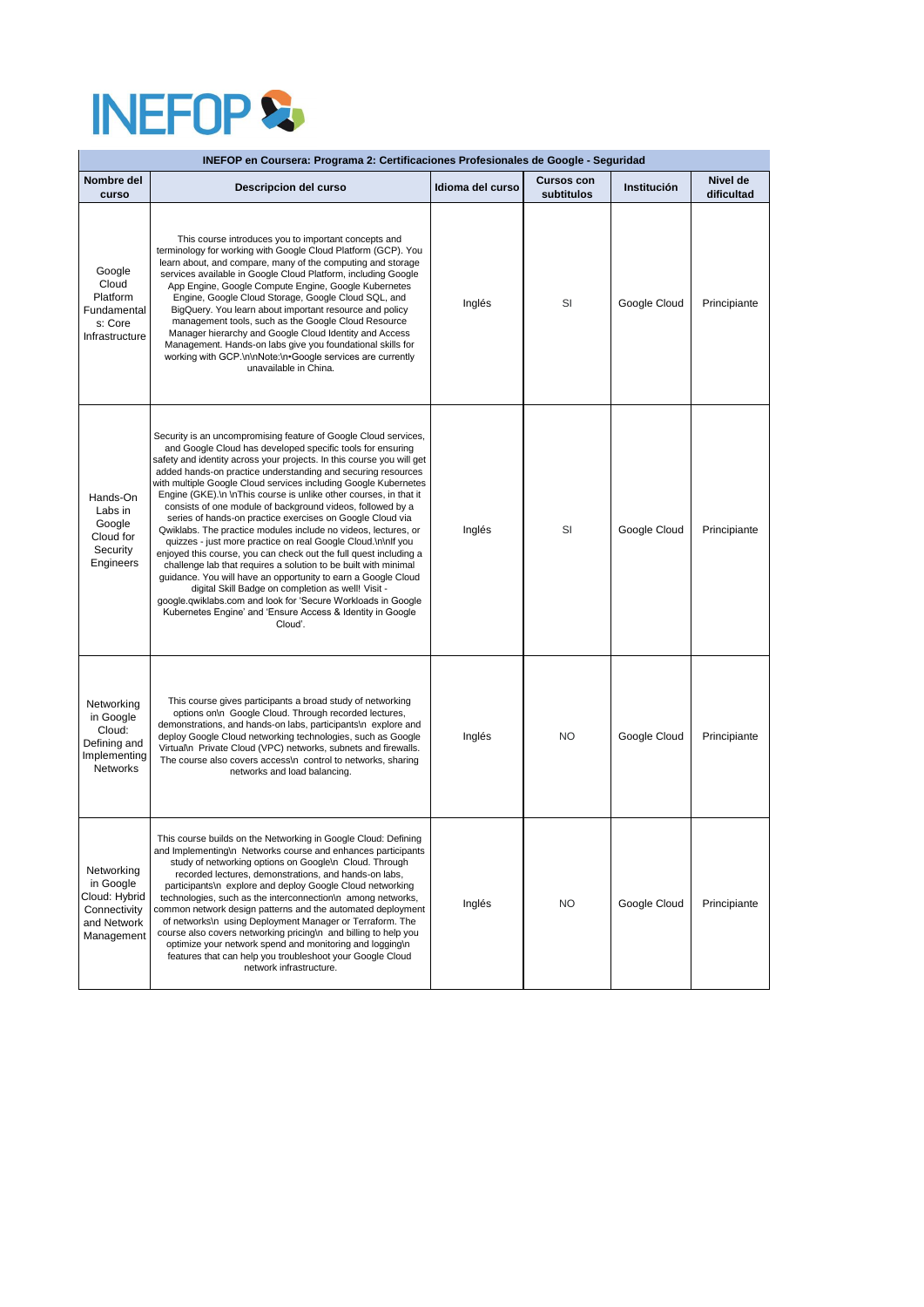INEFOP

| INEFOP en Coursera: Programa 2: Certificaciones Profesionales de Google - Seguridad | | | | | |
|---|---|---|---|---|---|
| **Nombre del curso** | **Descripcion del curso** | **Idioma del curso** | **Cursos con subtitulos** | **Institución** | **Nivel de dificultad** |
| Google Cloud Platform Fundamentals: Core Infrastructure | This course introduces you to important concepts and terminology for working with Google Cloud Platform (GCP). You learn about, and compare, many of the computing and storage services available in Google Cloud Platform, including Google App Engine, Google Compute Engine, Google Kubernetes Engine, Google Cloud Storage, Google Cloud SQL, and BigQuery. You learn about important resource and policy management tools, such as the Google Cloud Resource Manager hierarchy and Google Cloud Identity and Access Management. Hands-on labs give you foundational skills for working with GCP.\n\nNote:\n•Google services are currently unavailable in China. | Inglés | SI | Google Cloud | Principiante |
| Hands-On Labs in Google Cloud for Security Engineers | Security is an uncompromising feature of Google Cloud services, and Google Cloud has developed specific tools for ensuring safety and identity across your projects. In this course you will get added hands-on practice understanding and securing resources with multiple Google Cloud services including Google Kubernetes Engine (GKE).\n \nThis course is unlike other courses, in that it consists of one module of background videos, followed by a series of hands-on practice exercises on Google Cloud via Qwiklabs. The practice modules include no videos, lectures, or quizzes - just more practice on real Google Cloud.\n\nIf you enjoyed this course, you can check out the full quest including a challenge lab that requires a solution to be built with minimal guidance. You will have an opportunity to earn a Google Cloud digital Skill Badge on completion as well! Visit - google.qwiklabs.com and look for 'Secure Workloads in Google Kubernetes Engine' and 'Ensure Access & Identity in Google Cloud'. | Inglés | SI | Google Cloud | Principiante |
| Networking in Google Cloud: Defining and Implementing Networks | This course gives participants a broad study of networking options on\n Google Cloud. Through recorded lectures, demonstrations, and hands-on labs, participants\n explore and deploy Google Cloud networking technologies, such as Google Virtual\n Private Cloud (VPC) networks, subnets and firewalls. The course also covers access\n control to networks, sharing networks and load balancing. | Inglés | NO | Google Cloud | Principiante |
| Networking in Google Cloud: Hybrid Connectivity and Network Management | This course builds on the Networking in Google Cloud: Defining and Implementing\n Networks course and enhances participants study of networking options on Google\n Cloud. Through recorded lectures, demonstrations, and hands-on labs, participants\n explore and deploy Google Cloud networking technologies, such as the interconnection\n among networks, common network design patterns and the automated deployment of networks\n using Deployment Manager or Terraform. The course also covers networking pricing\n and billing to help you optimize your network spend and monitoring and logging\n features that can help you troubleshoot your Google Cloud network infrastructure. | Inglés | NO | Google Cloud | Principiante |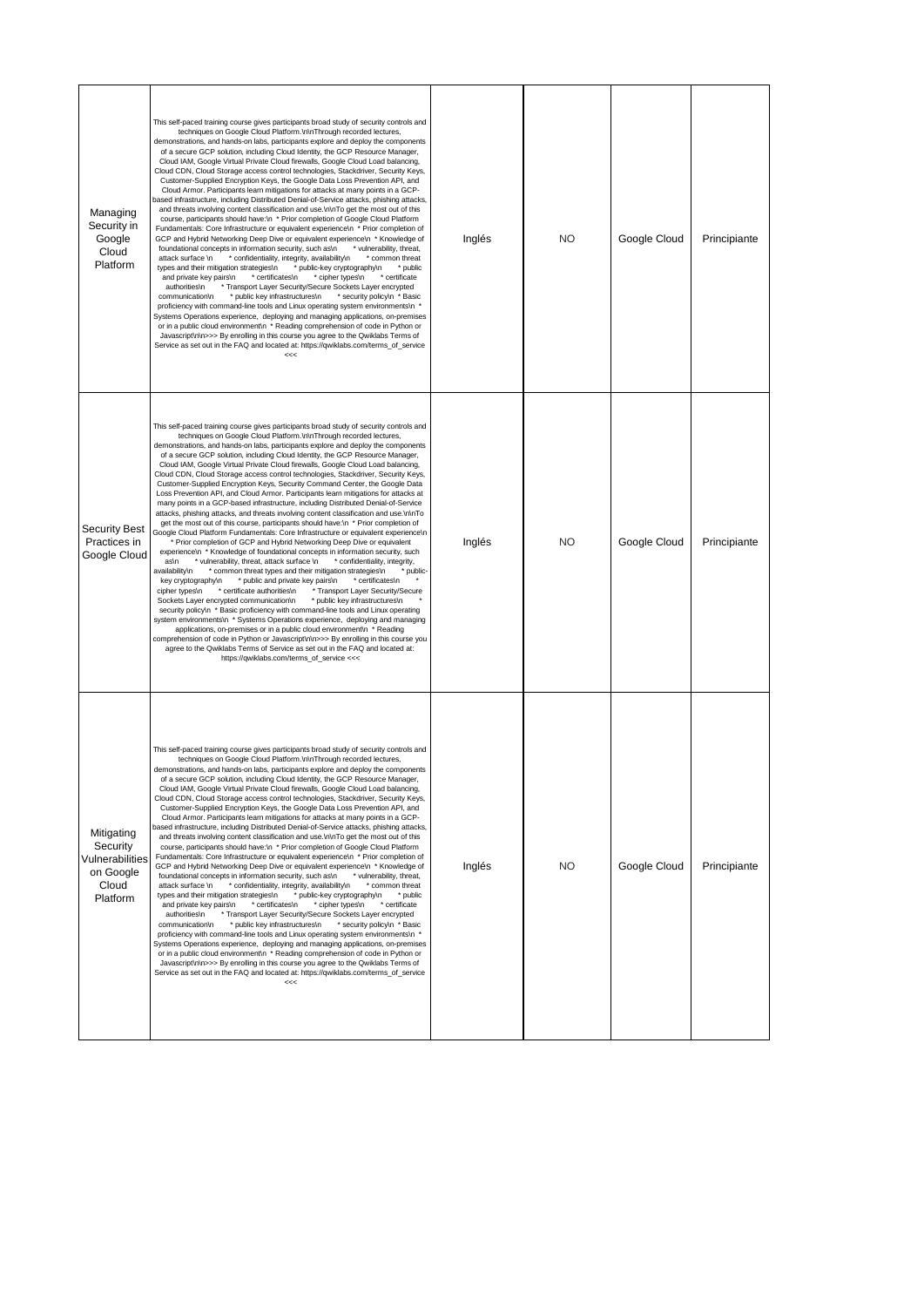| | | | | | |
|---|---|---|---|---|---|
| Managing Security in Google Cloud Platform | This self-paced training course gives participants broad study of security controls and techniques on Google Cloud Platform.\n\nThrough recorded lectures, demonstrations, and hands-on labs, participants explore and deploy the components of a secure GCP solution, including Cloud Identity, the GCP Resource Manager, Cloud IAM, Google Virtual Private Cloud firewalls, Google Cloud Load balancing, Cloud CDN, Cloud Storage access control technologies, Stackdriver, Security Keys, Customer-Supplied Encryption Keys, the Google Data Loss Prevention API, and Cloud Armor. Participants learn mitigations for attacks at many points in a GCP-based infrastructure, including Distributed Denial-of-Service attacks, phishing attacks, and threats involving content classification and use.\n\nTo get the most out of this course, participants should have:\n * Prior completion of Google Cloud Platform Fundamentals: Core Infrastructure or equivalent experience\n * Prior completion of GCP and Hybrid Networking Deep Dive or equivalent experience\n * Knowledge of foundational concepts in information security, such as\n * vulnerability, threat, attack surface \n * confidentiality, integrity, availability\n * common threat types and their mitigation strategies\n * public-key cryptography\n * public and private key pairs\n * certificates\n * cipher types\n * certificate authorities\n * Transport Layer Security/Secure Sockets Layer encrypted communication\n * public key infrastructures\n * security policy\n * Basic proficiency with command-line tools and Linux operating system environments\n * Systems Operations experience, deploying and managing applications, on-premises or in a public cloud environment\n * Reading comprehension of code in Python or Javascript\n\n>>> By enrolling in this course you agree to the Qwiklabs Terms of Service as set out in the FAQ and located at: https://qwiklabs.com/terms_of_service <<< | Inglés | NO | Google Cloud | Principiante |
| Security Best Practices in Google Cloud | This self-paced training course gives participants broad study of security controls and techniques on Google Cloud Platform.\n\nThrough recorded lectures, demonstrations, and hands-on labs, participants explore and deploy the components of a secure GCP solution, including Cloud Identity, the GCP Resource Manager, Cloud IAM, Google Virtual Private Cloud firewalls, Google Cloud Load balancing, Cloud CDN, Cloud Storage access control technologies, Stackdriver, Security Keys, Customer-Supplied Encryption Keys, Security Command Center, the Google Data Loss Prevention API, and Cloud Armor. Participants learn mitigations for attacks at many points in a GCP-based infrastructure, including Distributed Denial-of-Service attacks, phishing attacks, and threats involving content classification and use.\n\nTo get the most out of this course, participants should have:\n * Prior completion of Google Cloud Platform Fundamentals: Core Infrastructure or equivalent experience\n * Prior completion of GCP and Hybrid Networking Deep Dive or equivalent experience\n * Knowledge of foundational concepts in information security, such as\n * vulnerability, threat, attack surface \n * confidentiality, integrity, availability\n * common threat types and their mitigation strategies\n * public-key cryptography\n * public and private key pairs\n * certificates\n * cipher types\n * certificate authorities\n * Transport Layer Security/Secure Sockets Layer encrypted communication\n * public key infrastructures\n * security policy\n * Basic proficiency with command-line tools and Linux operating system environments\n * Systems Operations experience, deploying and managing applications, on-premises or in a public cloud environment\n * Reading comprehension of code in Python or Javascript\n\n>>> By enrolling in this course you agree to the Qwiklabs Terms of Service as set out in the FAQ and located at: https://qwiklabs.com/terms_of_service <<< | Inglés | NO | Google Cloud | Principiante |
| Mitigating Security Vulnerabilities on Google Cloud Platform | This self-paced training course gives participants broad study of security controls and techniques on Google Cloud Platform.\n\nThrough recorded lectures, demonstrations, and hands-on labs, participants explore and deploy the components of a secure GCP solution, including Cloud Identity, the GCP Resource Manager, Cloud IAM, Google Virtual Private Cloud firewalls, Google Cloud Load balancing, Cloud CDN, Cloud Storage access control technologies, Stackdriver, Security Keys, Customer-Supplied Encryption Keys, the Google Data Loss Prevention API, and Cloud Armor. Participants learn mitigations for attacks at many points in a GCP-based infrastructure, including Distributed Denial-of-Service attacks, phishing attacks, and threats involving content classification and use.\n\nTo get the most out of this course, participants should have:\n * Prior completion of Google Cloud Platform Fundamentals: Core Infrastructure or equivalent experience\n * Prior completion of GCP and Hybrid Networking Deep Dive or equivalent experience\n * Knowledge of foundational concepts in information security, such as\n * vulnerability, threat, attack surface \n * confidentiality, integrity, availability\n * common threat types and their mitigation strategies\n * public-key cryptography\n * public and private key pairs\n * certificates\n * cipher types\n * certificate authorities\n * Transport Layer Security/Secure Sockets Layer encrypted communication\n * public key infrastructures\n * security policy\n * Basic proficiency with command-line tools and Linux operating system environments\n * Systems Operations experience, deploying and managing applications, on-premises or in a public cloud environment\n * Reading comprehension of code in Python or Javascript\n\n>>> By enrolling in this course you agree to the Qwiklabs Terms of Service as set out in the FAQ and located at: https://qwiklabs.com/terms_of_service <<< | Inglés | NO | Google Cloud | Principiante |